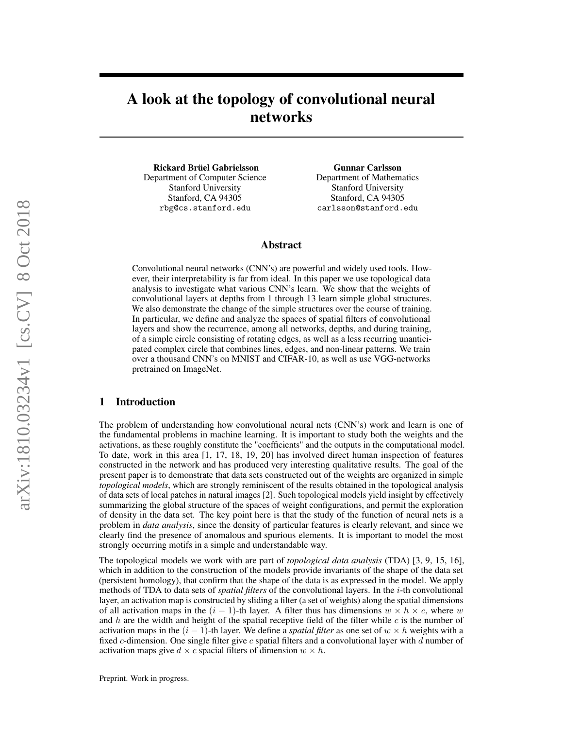# A look at the topology of convolutional neural networks

**Rickard Brüel Gabrielsson**
Department of Computer Science
Stanford University
Stanford, CA 94305
rbg@cs.stanford.edu

**Gunnar Carlsson**
Department of Mathematics
Stanford University
Stanford, CA 94305
carlsson@stanford.edu

## Abstract

Convolutional neural networks (CNN's) are powerful and widely used tools. However, their interpretability is far from ideal. In this paper we use topological data analysis to investigate what various CNN's learn. We show that the weights of convolutional layers at depths from 1 through 13 learn simple global structures. We also demonstrate the change of the simple structures over the course of training. In particular, we define and analyze the spaces of spatial filters of convolutional layers and show the recurrence, among all networks, depths, and during training, of a simple circle consisting of rotating edges, as well as a less recurring unanticipated complex circle that combines lines, edges, and non-linear patterns. We train over a thousand CNN's on MNIST and CIFAR-10, as well as use VGG-networks pretrained on ImageNet.

## 1 Introduction

The problem of understanding how convolutional neural nets (CNN's) work and learn is one of the fundamental problems in machine learning. It is important to study both the weights and the activations, as these roughly constitute the "coefficients" and the outputs in the computational model. To date, work in this area [1, 17, 18, 19, 20] has involved direct human inspection of features constructed in the network and has produced very interesting qualitative results. The goal of the present paper is to demonstrate that data sets constructed out of the weights are organized in simple *topological models*, which are strongly reminiscent of the results obtained in the topological analysis of data sets of local patches in natural images [2]. Such topological models yield insight by effectively summarizing the global structure of the spaces of weight configurations, and permit the exploration of density in the data set. The key point here is that the study of the function of neural nets is a problem in *data analysis*, since the density of particular features is clearly relevant, and since we clearly find the presence of anomalous and spurious elements. It is important to model the most strongly occurring motifs in a simple and understandable way.

The topological models we work with are part of *topological data analysis* (TDA) [3, 9, 15, 16], which in addition to the construction of the models provide invariants of the shape of the data set (persistent homology), that confirm that the shape of the data is as expressed in the model. We apply methods of TDA to data sets of *spatial filters* of the convolutional layers. In the $i$-th convolutional layer, an activation map is constructed by sliding a filter (a set of weights) along the spatial dimensions of all activation maps in the $(i-1)$-th layer. A filter thus has dimensions $w \times h \times c$, where $w$ and $h$ are the width and height of the spatial receptive field of the filter while $c$ is the number of activation maps in the $(i-1)$-th layer. We define a *spatial filter* as one set of $w \times h$ weights with a fixed $c$-dimension. One single filter give $c$ spatial filters and a convolutional layer with $d$ number of activation maps give $d \times c$ spacial filters of dimension $w \times h$.

Preprint. Work in progress.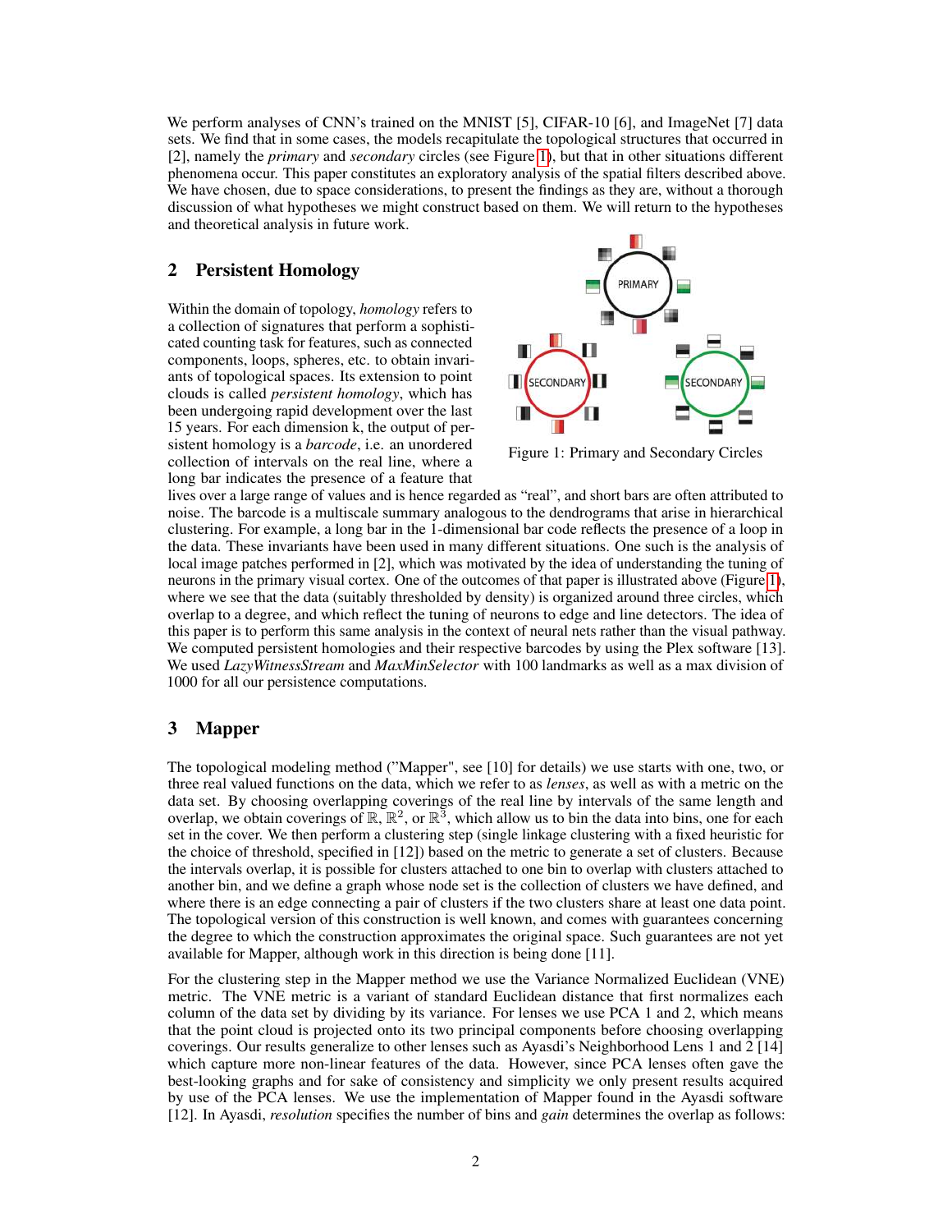We perform analyses of CNN's trained on the MNIST [5], CIFAR-10 [6], and ImageNet [7] data sets. We find that in some cases, the models recapitulate the topological structures that occurred in [2], namely the *primary* and *secondary* circles (see Figure 1), but that in other situations different phenomena occur. This paper constitutes an exploratory analysis of the spatial filters described above. We have chosen, due to space considerations, to present the findings as they are, without a thorough discussion of what hypotheses we might construct based on them. We will return to the hypotheses and theoretical analysis in future work.

## 2 Persistent Homology

Within the domain of topology, *homology* refers to a collection of signatures that perform a sophisticated counting task for features, such as connected components, loops, spheres, etc. to obtain invariants of topological spaces. Its extension to point clouds is called *persistent homology*, which has been undergoing rapid development over the last 15 years. For each dimension k, the output of persistent homology is a *barcode*, i.e. an unordered collection of intervals on the real line, where a long bar indicates the presence of a feature that lives over a large range of values and is hence regarded as "real", and short bars are often attributed to noise. The barcode is a multiscale summary analogous to the dendrograms that arise in hierarchical clustering. For example, a long bar in the 1-dimensional bar code reflects the presence of a loop in the data. These invariants have been used in many different situations. One such is the analysis of local image patches performed in [2], which was motivated by the idea of understanding the tuning of neurons in the primary visual cortex. One of the outcomes of that paper is illustrated above (Figure 1), where we see that the data (suitably thresholded by density) is organized around three circles, which overlap to a degree, and which reflect the tuning of neurons to edge and line detectors. The idea of this paper is to perform this same analysis in the context of neural nets rather than the visual pathway. We computed persistent homologies and their respective barcodes by using the Plex software [13]. We used *LazyWitnessStream* and *MaxMinSelector* with 100 landmarks as well as a max division of 1000 for all our persistence computations.

Figure 1: Primary and Secondary Circles

## 3 Mapper

The topological modeling method ("Mapper", see [10] for details) we use starts with one, two, or three real valued functions on the data, which we refer to as *lenses*, as well as with a metric on the data set. By choosing overlapping coverings of the real line by intervals of the same length and overlap, we obtain coverings of $\mathbb{R}$, $\mathbb{R}^2$, or $\mathbb{R}^3$, which allow us to bin the data into bins, one for each set in the cover. We then perform a clustering step (single linkage clustering with a fixed heuristic for the choice of threshold, specified in [12]) based on the metric to generate a set of clusters. Because the intervals overlap, it is possible for clusters attached to one bin to overlap with clusters attached to another bin, and we define a graph whose node set is the collection of clusters we have defined, and where there is an edge connecting a pair of clusters if the two clusters share at least one data point. The topological version of this construction is well known, and comes with guarantees concerning the degree to which the construction approximates the original space. Such guarantees are not yet available for Mapper, although work in this direction is being done [11].

For the clustering step in the Mapper method we use the Variance Normalized Euclidean (VNE) metric. The VNE metric is a variant of standard Euclidean distance that first normalizes each column of the data set by dividing by its variance. For lenses we use PCA 1 and 2, which means that the point cloud is projected onto its two principal components before choosing overlapping coverings. Our results generalize to other lenses such as Ayasdi's Neighborhood Lens 1 and 2 [14] which capture more non-linear features of the data. However, since PCA lenses often gave the best-looking graphs and for sake of consistency and simplicity we only present results acquired by use of the PCA lenses. We use the implementation of Mapper found in the Ayasdi software [12]. In Ayasdi, *resolution* specifies the number of bins and *gain* determines the overlap as follows: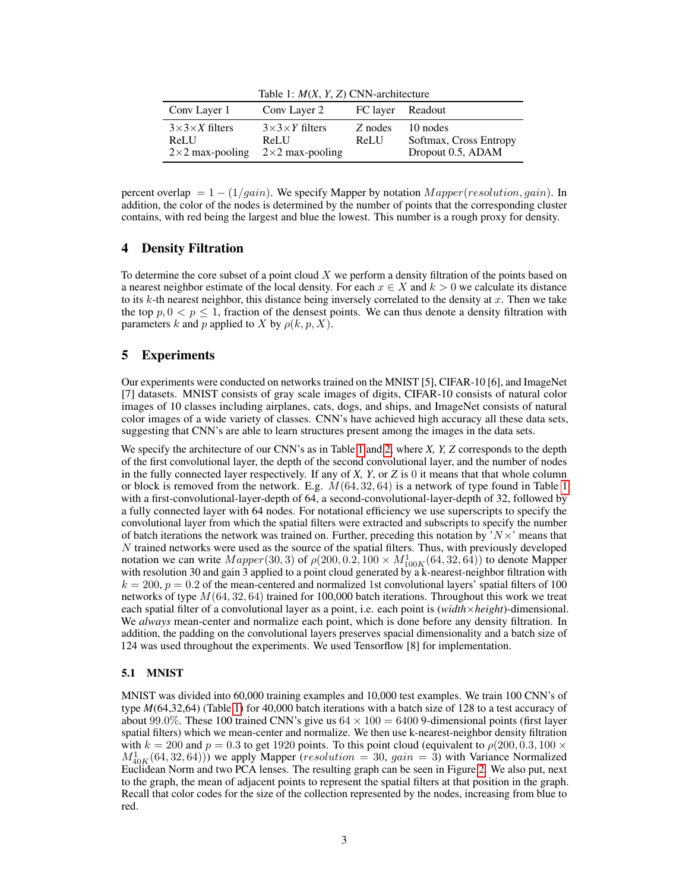Table 1: *M*(*X*, *Y*, *Z*) CNN-architecture

| Conv Layer 1 | Conv Layer 2 | FC layer | Readout |
|---|---|---|---|
| 3×3×*X* filters<br>ReLU<br>2×2 max-pooling | 3×3×*Y* filters<br>ReLU<br>2×2 max-pooling | *Z* nodes<br>ReLU | 10 nodes<br>Softmax, Cross Entropy<br>Dropout 0.5, ADAM |

percent overlap $= 1 - (1/gain)$. We specify Mapper by notation $Mapper(resolution, gain)$. In addition, the color of the nodes is determined by the number of points that the corresponding cluster contains, with red being the largest and blue the lowest. This number is a rough proxy for density.

## 4 Density Filtration

To determine the core subset of a point cloud $X$ we perform a density filtration of the points based on a nearest neighbor estimate of the local density. For each $x \in X$ and $k > 0$ we calculate its distance to its $k$-th nearest neighbor, this distance being inversely correlated to the density at $x$. Then we take the top $p, 0 < p \leq 1$, fraction of the densest points. We can thus denote a density filtration with parameters $k$ and $p$ applied to $X$ by $\rho(k, p, X)$.

## 5 Experiments

Our experiments were conducted on networks trained on the MNIST [5], CIFAR-10 [6], and ImageNet [7] datasets. MNIST consists of gray scale images of digits, CIFAR-10 consists of natural color images of 10 classes including airplanes, cats, dogs, and ships, and ImageNet consists of natural color images of a wide variety of classes. CNN's have achieved high accuracy all these data sets, suggesting that CNN's are able to learn structures present among the images in the data sets.

We specify the architecture of our CNN's as in Table 1 and 2, where *X, Y, Z* corresponds to the depth of the first convolutional layer, the depth of the second convolutional layer, and the number of nodes in the fully connected layer respectively. If any of *X, Y*, or *Z* is 0 it means that that whole column or block is removed from the network. E.g. $M(64, 32, 64)$ is a network of type found in Table 1 with a first-convolutional-layer-depth of 64, a second-convolutional-layer-depth of 32, followed by a fully connected layer with 64 nodes. For notational efficiency we use superscripts to specify the convolutional layer from which the spatial filters were extracted and subscripts to specify the number of batch iterations the network was trained on. Further, preceding this notation by '$N\times$' means that $N$ trained networks were used as the source of the spatial filters. Thus, with previously developed notation we can write $Mapper(30, 3)$ of $\rho(200, 0.2, 100 \times M^1_{100K}(64, 32, 64))$ to denote Mapper with resolution 30 and gain 3 applied to a point cloud generated by a k-nearest-neighbor filtration with $k = 200$, $p = 0.2$ of the mean-centered and normalized 1st convolutional layers' spatial filters of 100 networks of type $M(64, 32, 64)$ trained for 100,000 batch iterations. Throughout this work we treat each spatial filter of a convolutional layer as a point, i.e. each point is (*width*×*height*)-dimensional. We *always* mean-center and normalize each point, which is done before any density filtration. In addition, the padding on the convolutional layers preserves spacial dimensionality and a batch size of 124 was used throughout the experiments. We used Tensorflow [8] for implementation.

### 5.1 MNIST

MNIST was divided into 60,000 training examples and 10,000 test examples. We train 100 CNN's of type *M*(64,32,64) (Table 1) for 40,000 batch iterations with a batch size of 128 to a test accuracy of about 99.0%. These 100 trained CNN's give us $64 \times 100 = 6400$ 9-dimensional points (first layer spatial filters) which we mean-center and normalize. We then use k-nearest-neighbor density filtration with $k = 200$ and $p = 0.3$ to get 1920 points. To this point cloud (equivalent to $\rho(200, 0.3, 100 \times M^1_{40K}(64, 32, 64))$) we apply Mapper ($resolution = 30$, $gain = 3$) with Variance Normalized Euclidean Norm and two PCA lenses. The resulting graph can be seen in Figure 2. We also put, next to the graph, the mean of adjacent points to represent the spatial filters at that position in the graph. Recall that color codes for the size of the collection represented by the nodes, increasing from blue to red.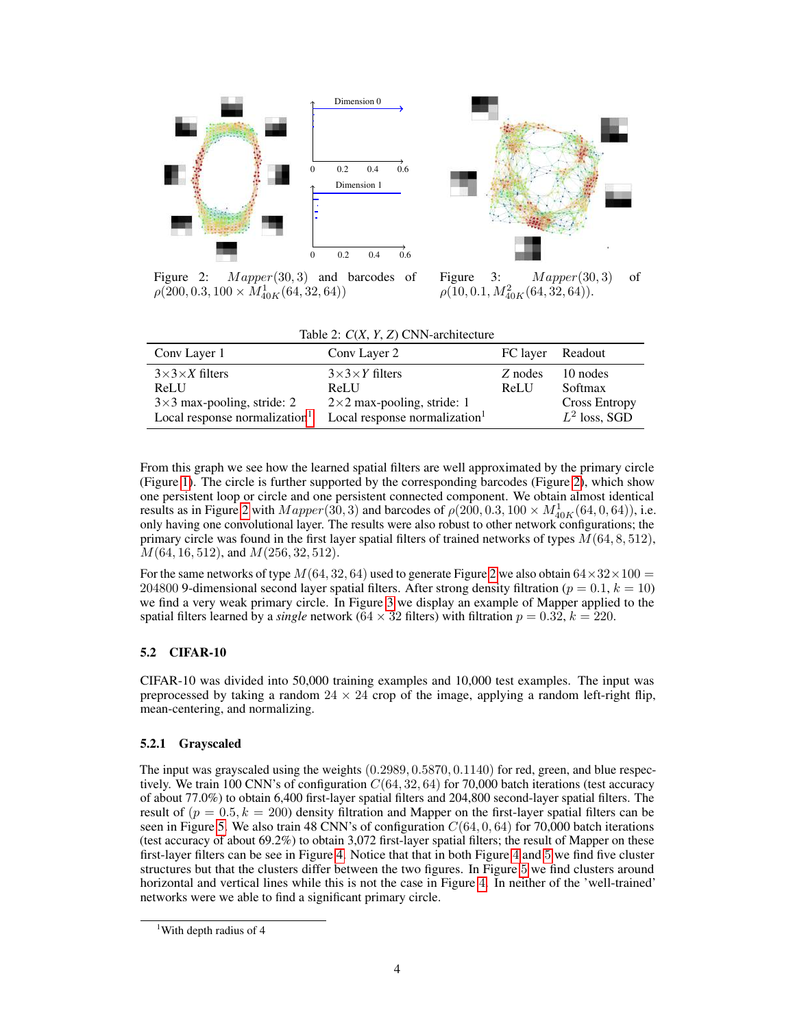Figure 2: $Mapper(30, 3)$ and barcodes of $\rho(200, 0.3, 100 \times M^1_{40K}(64, 32, 64))$

Figure 3: $Mapper(30, 3)$ of $\rho(10, 0.1, M^2_{40K}(64, 32, 64))$.

Table 2: *C*(*X*, *Y*, *Z*) CNN-architecture

| Conv Layer 1 | Conv Layer 2 | FC layer | Readout |
|---|---|---|---|
| $3\times3\times X$ filters | $3\times3\times Y$ filters | $Z$ nodes | 10 nodes |
| ReLU | ReLU | ReLU | Softmax |
| $3\times3$ max-pooling, stride: 2 | $2\times2$ max-pooling, stride: 1 | | Cross Entropy |
| Local response normalization[1] | Local response normalization[1] | | $L^2$ loss, SGD |

From this graph we see how the learned spatial filters are well approximated by the primary circle (Figure 1). The circle is further supported by the corresponding barcodes (Figure 2), which show one persistent loop or circle and one persistent connected component. We obtain almost identical results as in Figure 2 with $Mapper(30, 3)$ and barcodes of $\rho(200, 0.3, 100 \times M^1_{40K}(64, 0, 64))$, i.e. only having one convolutional layer. The results were also robust to other network configurations; the primary circle was found in the first layer spatial filters of trained networks of types $M(64, 8, 512)$, $M(64, 16, 512)$, and $M(256, 32, 512)$.

For the same networks of type $M(64, 32, 64)$ used to generate Figure 2 we also obtain $64 \times 32 \times 100 = 204800$ 9-dimensional second layer spatial filters. After strong density filtration ($p = 0.1$, $k = 10$) we find a very weak primary circle. In Figure 3 we display an example of Mapper applied to the spatial filters learned by a *single* network ($64 \times 32$ filters) with filtration $p = 0.32$, $k = 220$.

### 5.2 CIFAR-10

CIFAR-10 was divided into 50,000 training examples and 10,000 test examples. The input was preprocessed by taking a random $24 \times 24$ crop of the image, applying a random left-right flip, mean-centering, and normalizing.

#### 5.2.1 Grayscaled

The input was grayscaled using the weights $(0.2989, 0.5870, 0.1140)$ for red, green, and blue respectively. We train 100 CNN's of configuration $C(64, 32, 64)$ for 70,000 batch iterations (test accuracy of about 77.0%) to obtain 6,400 first-layer spatial filters and 204,800 second-layer spatial filters. The result of ($p = 0.5, k = 200$) density filtration and Mapper on the first-layer spatial filters can be seen in Figure 5. We also train 48 CNN's of configuration $C(64, 0, 64)$ for 70,000 batch iterations (test accuracy of about 69.2%) to obtain 3,072 first-layer spatial filters; the result of Mapper on these first-layer filters can be see in Figure 4. Notice that that in both Figure 4 and 5 we find five cluster structures but that the clusters differ between the two figures. In Figure 5 we find clusters around horizontal and vertical lines while this is not the case in Figure 4. In neither of the 'well-trained' networks were we able to find a significant primary circle.

[1] With depth radius of 4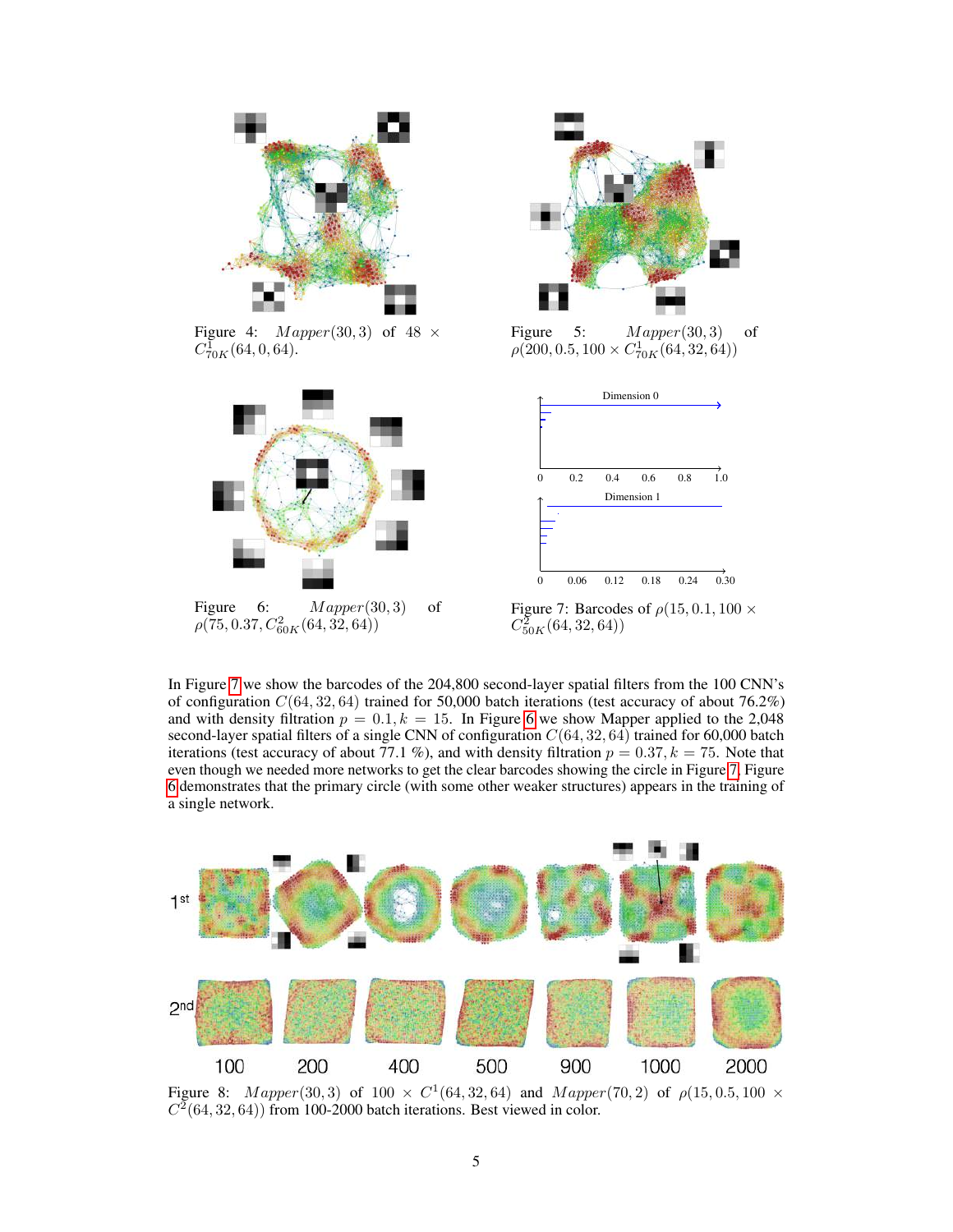Figure 4: $Mapper(30, 3)$ of $48 \times C^1_{70K}(64, 0, 64)$.

Figure 5: $Mapper(30, 3)$ of $\rho(200, 0.5, 100 \times C^1_{70K}(64, 32, 64))$

Figure 6: $Mapper(30, 3)$ of $\rho(75, 0.37, C^2_{60K}(64, 32, 64))$

Figure 7: Barcodes of $\rho(15, 0.1, 100 \times C^2_{50K}(64, 32, 64))$

In Figure 7 we show the barcodes of the 204,800 second-layer spatial filters from the 100 CNN's of configuration $C(64, 32, 64)$ trained for 50,000 batch iterations (test accuracy of about 76.2%) and with density filtration $p = 0.1, k = 15$. In Figure 6 we show Mapper applied to the 2,048 second-layer spatial filters of a single CNN of configuration $C(64, 32, 64)$ trained for 60,000 batch iterations (test accuracy of about 77.1 %), and with density filtration $p = 0.37, k = 75$. Note that even though we needed more networks to get the clear barcodes showing the circle in Figure 7, Figure 6 demonstrates that the primary circle (with some other weaker structures) appears in the training of a single network.

Figure 8: $Mapper(30, 3)$ of $100 \times C^1(64, 32, 64)$ and $Mapper(70, 2)$ of $\rho(15, 0.5, 100 \times C^2(64, 32, 64))$ from 100-2000 batch iterations. Best viewed in color.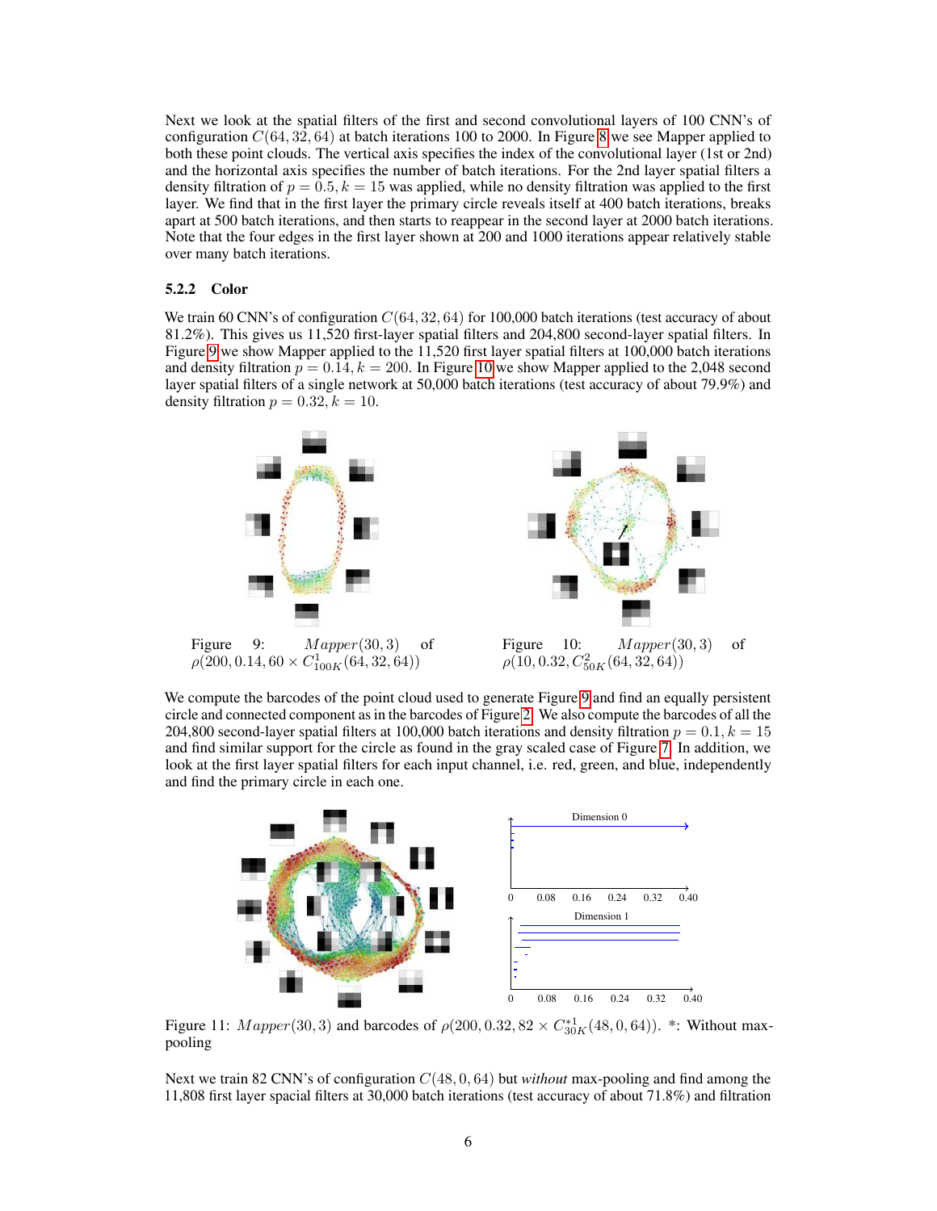Next we look at the spatial filters of the first and second convolutional layers of 100 CNN's of configuration $C(64, 32, 64)$ at batch iterations 100 to 2000. In Figure 8 we see Mapper applied to both these point clouds. The vertical axis specifies the index of the convolutional layer (1st or 2nd) and the horizontal axis specifies the number of batch iterations. For the 2nd layer spatial filters a density filtration of $p = 0.5, k = 15$ was applied, while no density filtration was applied to the first layer. We find that in the first layer the primary circle reveals itself at 400 batch iterations, breaks apart at 500 batch iterations, and then starts to reappear in the second layer at 2000 batch iterations. Note that the four edges in the first layer shown at 200 and 1000 iterations appear relatively stable over many batch iterations.

### 5.2.2 Color

We train 60 CNN's of configuration $C(64, 32, 64)$ for 100,000 batch iterations (test accuracy of about 81.2%). This gives us 11,520 first-layer spatial filters and 204,800 second-layer spatial filters. In Figure 9 we show Mapper applied to the 11,520 first layer spatial filters at 100,000 batch iterations and density filtration $p = 0.14, k = 200$. In Figure 10 we show Mapper applied to the 2,048 second layer spatial filters of a single network at 50,000 batch iterations (test accuracy of about 79.9%) and density filtration $p = 0.32, k = 10$.

Figure 9: $Mapper(30, 3)$ of $\rho(200, 0.14, 60 \times C^1_{100K}(64, 32, 64))$

Figure 10: $Mapper(30, 3)$ of $\rho(10, 0.32, C^2_{50K}(64, 32, 64))$

We compute the barcodes of the point cloud used to generate Figure 9 and find an equally persistent circle and connected component as in the barcodes of Figure 2. We also compute the barcodes of all the 204,800 second-layer spatial filters at 100,000 batch iterations and density filtration $p = 0.1, k = 15$ and find similar support for the circle as found in the gray scaled case of Figure 7. In addition, we look at the first layer spatial filters for each input channel, i.e. red, green, and blue, independently and find the primary circle in each one.

Figure 11: $Mapper(30, 3)$ and barcodes of $\rho(200, 0.32, 82 \times C^{*1}_{30K}(48, 0, 64))$. *: Without max-pooling

Next we train 82 CNN's of configuration $C(48, 0, 64)$ but *without* max-pooling and find among the 11,808 first layer spacial filters at 30,000 batch iterations (test accuracy of about 71.8%) and filtration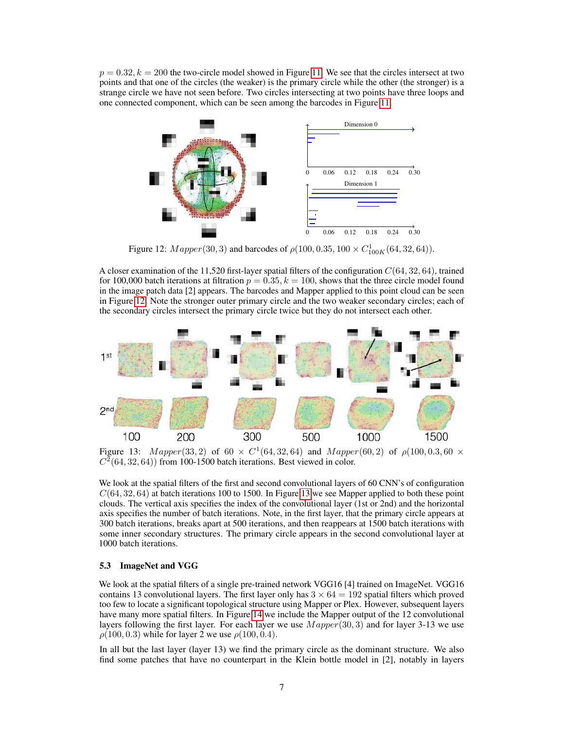$p = 0.32, k = 200$ the two-circle model showed in Figure 11. We see that the circles intersect at two points and that one of the circles (the weaker) is the primary circle while the other (the stronger) is a strange circle we have not seen before. Two circles intersecting at two points have three loops and one connected component, which can be seen among the barcodes in Figure 11.

Figure 12: $Mapper(30, 3)$ and barcodes of $\rho(100, 0.35, 100 \times C^1_{100K}(64, 32, 64))$.

A closer examination of the 11,520 first-layer spatial filters of the configuration $C(64, 32, 64)$, trained for 100,000 batch iterations at filtration $p = 0.35, k = 100$, shows that the three circle model found in the image patch data [2] appears. The barcodes and Mapper applied to this point cloud can be seen in Figure 12. Note the stronger outer primary circle and the two weaker secondary circles; each of the secondary circles intersect the primary circle twice but they do not intersect each other.

Figure 13: $Mapper(33, 2)$ of $60 \times C^1(64, 32, 64)$ and $Mapper(60, 2)$ of $\rho(100, 0.3, 60 \times C^2(64, 32, 64))$ from 100-1500 batch iterations. Best viewed in color.

We look at the spatial filters of the first and second convolutional layers of 60 CNN's of configuration $C(64, 32, 64)$ at batch iterations 100 to 1500. In Figure 13 we see Mapper applied to both these point clouds. The vertical axis specifies the index of the convolutional layer (1st or 2nd) and the horizontal axis specifies the number of batch iterations. Note, in the first layer, that the primary circle appears at 300 batch iterations, breaks apart at 500 iterations, and then reappears at 1500 batch iterations with some inner secondary structures. The primary circle appears in the second convolutional layer at 1000 batch iterations.

### 5.3 ImageNet and VGG

We look at the spatial filters of a single pre-trained network VGG16 [4] trained on ImageNet. VGG16 contains 13 convolutional layers. The first layer only has $3 \times 64 = 192$ spatial filters which proved too few to locate a significant topological structure using Mapper or Plex. However, subsequent layers have many more spatial filters. In Figure 14 we include the Mapper output of the 12 convolutional layers following the first layer. For each layer we use $Mapper(30, 3)$ and for layer 3-13 we use $\rho(100, 0.3)$ while for layer 2 we use $\rho(100, 0.4)$.

In all but the last layer (layer 13) we find the primary circle as the dominant structure. We also find some patches that have no counterpart in the Klein bottle model in [2], notably in layers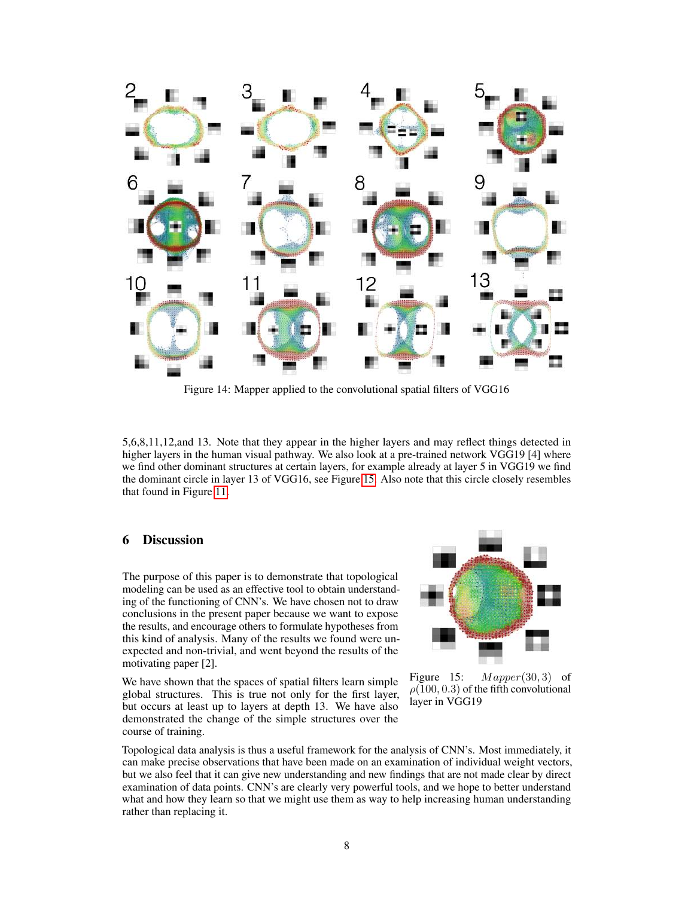Figure 14: Mapper applied to the convolutional spatial filters of VGG16

5,6,8,11,12,and 13. Note that they appear in the higher layers and may reflect things detected in higher layers in the human visual pathway. We also look at a pre-trained network VGG19 [4] where we find other dominant structures at certain layers, for example already at layer 5 in VGG19 we find the dominant circle in layer 13 of VGG16, see Figure 15. Also note that this circle closely resembles that found in Figure 11.

## 6 Discussion

The purpose of this paper is to demonstrate that topological modeling can be used as an effective tool to obtain understanding of the functioning of CNN's. We have chosen not to draw conclusions in the present paper because we want to expose the results, and encourage others to formulate hypotheses from this kind of analysis. Many of the results we found were unexpected and non-trivial, and went beyond the results of the motivating paper [2].

We have shown that the spaces of spatial filters learn simple global structures. This is true not only for the first layer, but occurs at least up to layers at depth 13. We have also demonstrated the change of the simple structures over the course of training.

Figure 15: $Mapper(30, 3)$ of $\rho(100, 0.3)$ of the fifth convolutional layer in VGG19

Topological data analysis is thus a useful framework for the analysis of CNN's. Most immediately, it can make precise observations that have been made on an examination of individual weight vectors, but we also feel that it can give new understanding and new findings that are not made clear by direct examination of data points. CNN's are clearly very powerful tools, and we hope to better understand what and how they learn so that we might use them as way to help increasing human understanding rather than replacing it.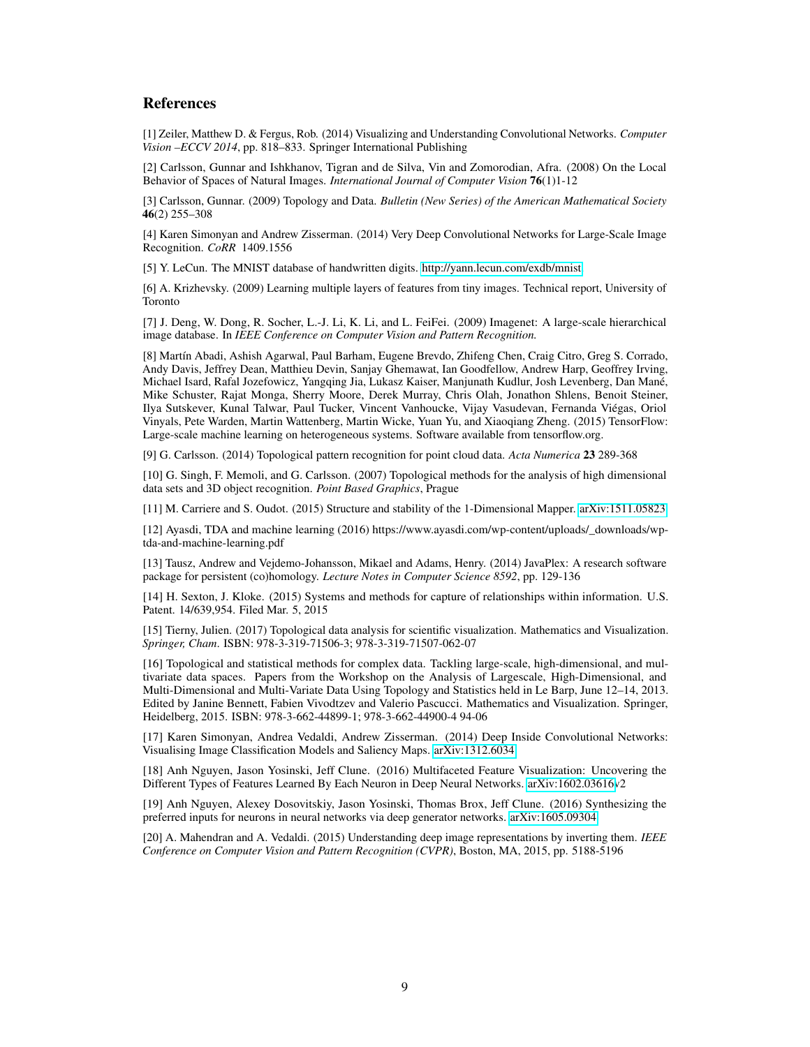## References

[1] Zeiler, Matthew D. & Fergus, Rob. (2014) Visualizing and Understanding Convolutional Networks. *Computer Vision –ECCV 2014*, pp. 818–833. Springer International Publishing

[2] Carlsson, Gunnar and Ishkhanov, Tigran and de Silva, Vin and Zomorodian, Afra. (2008) On the Local Behavior of Spaces of Natural Images. *International Journal of Computer Vision* **76**(1)1-12

[3] Carlsson, Gunnar. (2009) Topology and Data. *Bulletin (New Series) of the American Mathematical Society* **46**(2) 255–308

[4] Karen Simonyan and Andrew Zisserman. (2014) Very Deep Convolutional Networks for Large-Scale Image Recognition. *CoRR* 1409.1556

[5] Y. LeCun. The MNIST database of handwritten digits. http://yann.lecun.com/exdb/mnist

[6] A. Krizhevsky. (2009) Learning multiple layers of features from tiny images. Technical report, University of Toronto

[7] J. Deng, W. Dong, R. Socher, L.-J. Li, K. Li, and L. FeiFei. (2009) Imagenet: A large-scale hierarchical image database. In *IEEE Conference on Computer Vision and Pattern Recognition.*

[8] Martín Abadi, Ashish Agarwal, Paul Barham, Eugene Brevdo, Zhifeng Chen, Craig Citro, Greg S. Corrado, Andy Davis, Jeffrey Dean, Matthieu Devin, Sanjay Ghemawat, Ian Goodfellow, Andrew Harp, Geoffrey Irving, Michael Isard, Rafal Jozefowicz, Yangqing Jia, Lukasz Kaiser, Manjunath Kudlur, Josh Levenberg, Dan Mané, Mike Schuster, Rajat Monga, Sherry Moore, Derek Murray, Chris Olah, Jonathon Shlens, Benoit Steiner, Ilya Sutskever, Kunal Talwar, Paul Tucker, Vincent Vanhoucke, Vijay Vasudevan, Fernanda Viégas, Oriol Vinyals, Pete Warden, Martin Wattenberg, Martin Wicke, Yuan Yu, and Xiaoqiang Zheng. (2015) TensorFlow: Large-scale machine learning on heterogeneous systems. Software available from tensorflow.org.

[9] G. Carlsson. (2014) Topological pattern recognition for point cloud data. *Acta Numerica* **23** 289-368

[10] G. Singh, F. Memoli, and G. Carlsson. (2007) Topological methods for the analysis of high dimensional data sets and 3D object recognition. *Point Based Graphics*, Prague

[11] M. Carriere and S. Oudot. (2015) Structure and stability of the 1-Dimensional Mapper. arXiv:1511.05823

[12] Ayasdi, TDA and machine learning (2016) https://www.ayasdi.com/wp-content/uploads/_downloads/wp-tda-and-machine-learning.pdf

[13] Tausz, Andrew and Vejdemo-Johansson, Mikael and Adams, Henry. (2014) JavaPlex: A research software package for persistent (co)homology. *Lecture Notes in Computer Science 8592*, pp. 129-136

[14] H. Sexton, J. Kloke. (2015) Systems and methods for capture of relationships within information. U.S. Patent. 14/639,954. Filed Mar. 5, 2015

[15] Tierny, Julien. (2017) Topological data analysis for scientific visualization. Mathematics and Visualization. *Springer, Cham*. ISBN: 978-3-319-71506-3; 978-3-319-71507-062-07

[16] Topological and statistical methods for complex data. Tackling large-scale, high-dimensional, and multivariate data spaces. Papers from the Workshop on the Analysis of Largescale, High-Dimensional, and Multi-Dimensional and Multi-Variate Data Using Topology and Statistics held in Le Barp, June 12–14, 2013. Edited by Janine Bennett, Fabien Vivodtzev and Valerio Pascucci. Mathematics and Visualization. Springer, Heidelberg, 2015. ISBN: 978-3-662-44899-1; 978-3-662-44900-4 94-06

[17] Karen Simonyan, Andrea Vedaldi, Andrew Zisserman. (2014) Deep Inside Convolutional Networks: Visualising Image Classification Models and Saliency Maps. arXiv:1312.6034

[18] Anh Nguyen, Jason Yosinski, Jeff Clune. (2016) Multifaceted Feature Visualization: Uncovering the Different Types of Features Learned By Each Neuron in Deep Neural Networks. arXiv:1602.03616v2

[19] Anh Nguyen, Alexey Dosovitskiy, Jason Yosinski, Thomas Brox, Jeff Clune. (2016) Synthesizing the preferred inputs for neurons in neural networks via deep generator networks. arXiv:1605.09304

[20] A. Mahendran and A. Vedaldi. (2015) Understanding deep image representations by inverting them. *IEEE Conference on Computer Vision and Pattern Recognition (CVPR)*, Boston, MA, 2015, pp. 5188-5196